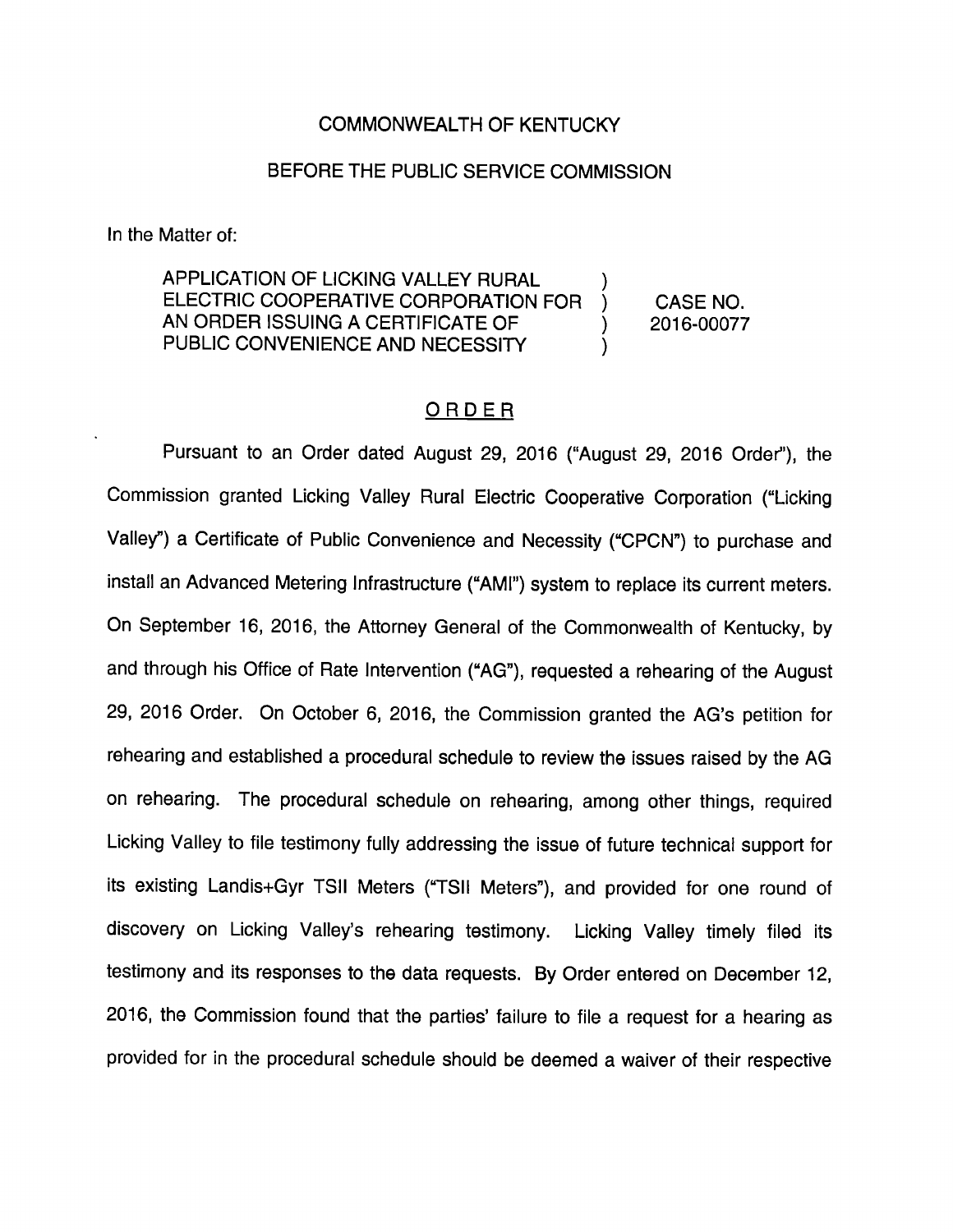COMMONWEALTH OF KENTUCKY

BEFORE THE PUBLIC SERVICE COMMISSION

In the Matter of:

| APPLICATION OF LICKING VALLEY RURAL ELECTRIC COOPERATIVE CORPORATION FOR AN ORDER ISSUING A CERTIFICATE OF PUBLIC CONVENIENCE AND NECESSITY | ) ) ) ) | CASE NO. 2016-00077 |
|---|---|---|

## ORDER

Pursuant to an Order dated August 29, 2016 ("August 29, 2016 Order"), the Commission granted Licking Valley Rural Electric Cooperative Corporation ("Licking Valley") a Certificate of Public Convenience and Necessity ("CPCN") to purchase and install an Advanced Metering Infrastructure ("AMI") system to replace its current meters. On September 16, 2016, the Attorney General of the Commonwealth of Kentucky, by and through his Office of Rate Intervention ("AG"), requested a rehearing of the August 29, 2016 Order. On October 6, 2016, the Commission granted the AG's petition for rehearing and established a procedural schedule to review the issues raised by the AG on rehearing. The procedural schedule on rehearing, among other things, required Licking Valley to file testimony fully addressing the issue of future technical support for its existing Landis+Gyr TSII Meters ("TSII Meters"), and provided for one round of discovery on Licking Valley's rehearing testimony. Licking Valley timely filed its testimony and its responses to the data requests. By Order entered on December 12, 2016, the Commission found that the parties' failure to file a request for a hearing as provided for in the procedural schedule should be deemed a waiver of their respective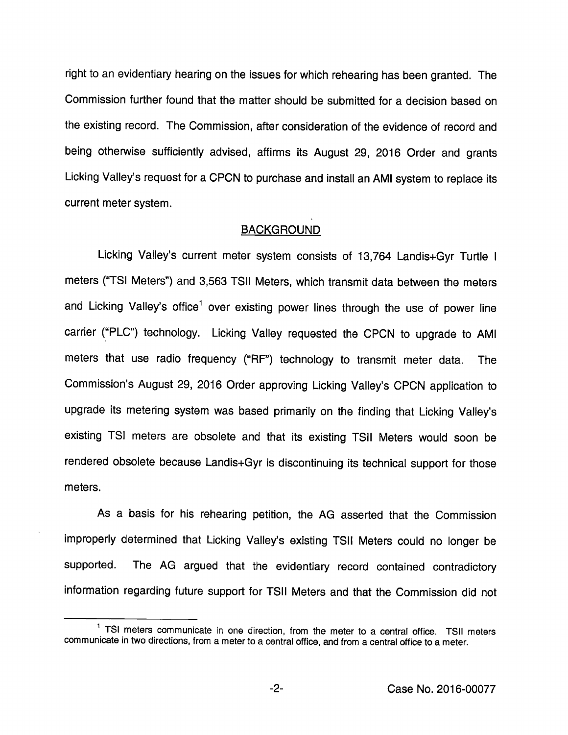right to an evidentiary hearing on the issues for which rehearing has been granted. The Commission further found that the matter should be submitted for a decision based on the existing record. The Commission, after consideration of the evidence of record and being otherwise sufficiently advised, affirms its August 29, 2016 Order and grants Licking Valley's request for a CPCN to purchase and install an AMI system to replace its current meter system.

## BACKGROUND

Licking Valley's current meter system consists of 13,764 Landis+Gyr Turtle I meters ("TSI Meters") and 3,563 TSII Meters, which transmit data between the meters and Licking Valley's office[1] over existing power lines through the use of power line carrier ("PLC") technology. Licking Valley requested the CPCN to upgrade to AMI meters that use radio frequency ("RF") technology to transmit meter data. The Commission's August 29, 2016 Order approving Licking Valley's CPCN application to upgrade its metering system was based primarily on the finding that Licking Valley's existing TSI meters are obsolete and that its existing TSII Meters would soon be rendered obsolete because Landis+Gyr is discontinuing its technical support for those meters.

As a basis for his rehearing petition, the AG asserted that the Commission improperly determined that Licking Valley's existing TSII Meters could no longer be supported. The AG argued that the evidentiary record contained contradictory information regarding future support for TSII Meters and that the Commission did not

[1] TSI meters communicate in one direction, from the meter to a central office. TSII meters communicate in two directions, from a meter to a central office, and from a central office to a meter.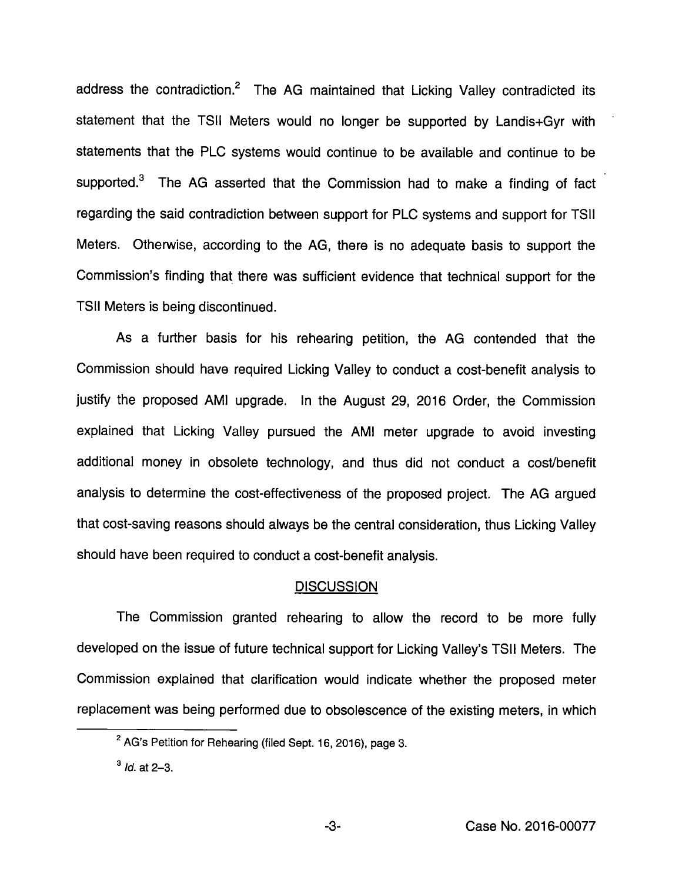address the contradiction.[2] The AG maintained that Licking Valley contradicted its statement that the TSII Meters would no longer be supported by Landis+Gyr with statements that the PLC systems would continue to be available and continue to be supported.[3] The AG asserted that the Commission had to make a finding of fact regarding the said contradiction between support for PLC systems and support for TSII Meters. Otherwise, according to the AG, there is no adequate basis to support the Commission's finding that there was sufficient evidence that technical support for the TSII Meters is being discontinued.

As a further basis for his rehearing petition, the AG contended that the Commission should have required Licking Valley to conduct a cost-benefit analysis to justify the proposed AMI upgrade. In the August 29, 2016 Order, the Commission explained that Licking Valley pursued the AMI meter upgrade to avoid investing additional money in obsolete technology, and thus did not conduct a cost/benefit analysis to determine the cost-effectiveness of the proposed project. The AG argued that cost-saving reasons should always be the central consideration, thus Licking Valley should have been required to conduct a cost-benefit analysis.

## DISCUSSION

The Commission granted rehearing to allow the record to be more fully developed on the issue of future technical support for Licking Valley's TSII Meters. The Commission explained that clarification would indicate whether the proposed meter replacement was being performed due to obsolescence of the existing meters, in which

[2] AG's Petition for Rehearing (filed Sept. 16, 2016), page 3.

[3] *Id.* at 2–3.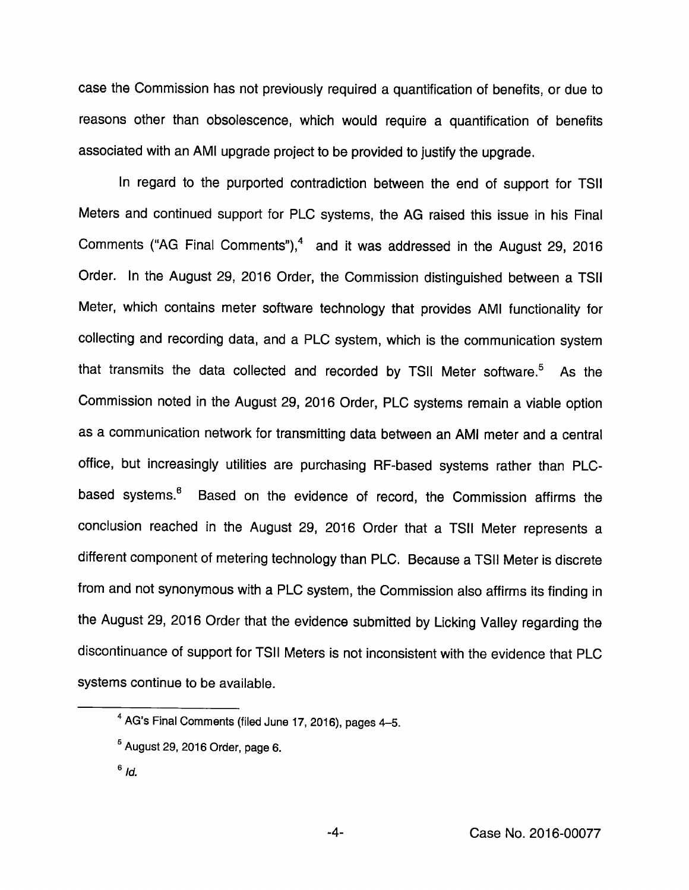case the Commission has not previously required a quantification of benefits, or due to reasons other than obsolescence, which would require a quantification of benefits associated with an AMI upgrade project to be provided to justify the upgrade.

In regard to the purported contradiction between the end of support for TSII Meters and continued support for PLC systems, the AG raised this issue in his Final Comments ("AG Final Comments"),[4] and it was addressed in the August 29, 2016 Order. In the August 29, 2016 Order, the Commission distinguished between a TSII Meter, which contains meter software technology that provides AMI functionality for collecting and recording data, and a PLC system, which is the communication system that transmits the data collected and recorded by TSII Meter software.[5] As the Commission noted in the August 29, 2016 Order, PLC systems remain a viable option as a communication network for transmitting data between an AMI meter and a central office, but increasingly utilities are purchasing RF-based systems rather than PLC-based systems.[6] Based on the evidence of record, the Commission affirms the conclusion reached in the August 29, 2016 Order that a TSII Meter represents a different component of metering technology than PLC. Because a TSII Meter is discrete from and not synonymous with a PLC system, the Commission also affirms its finding in the August 29, 2016 Order that the evidence submitted by Licking Valley regarding the discontinuance of support for TSII Meters is not inconsistent with the evidence that PLC systems continue to be available.

---

[4] AG's Final Comments (filed June 17, 2016), pages 4–5.

[5] August 29, 2016 Order, page 6.

[6] *Id.*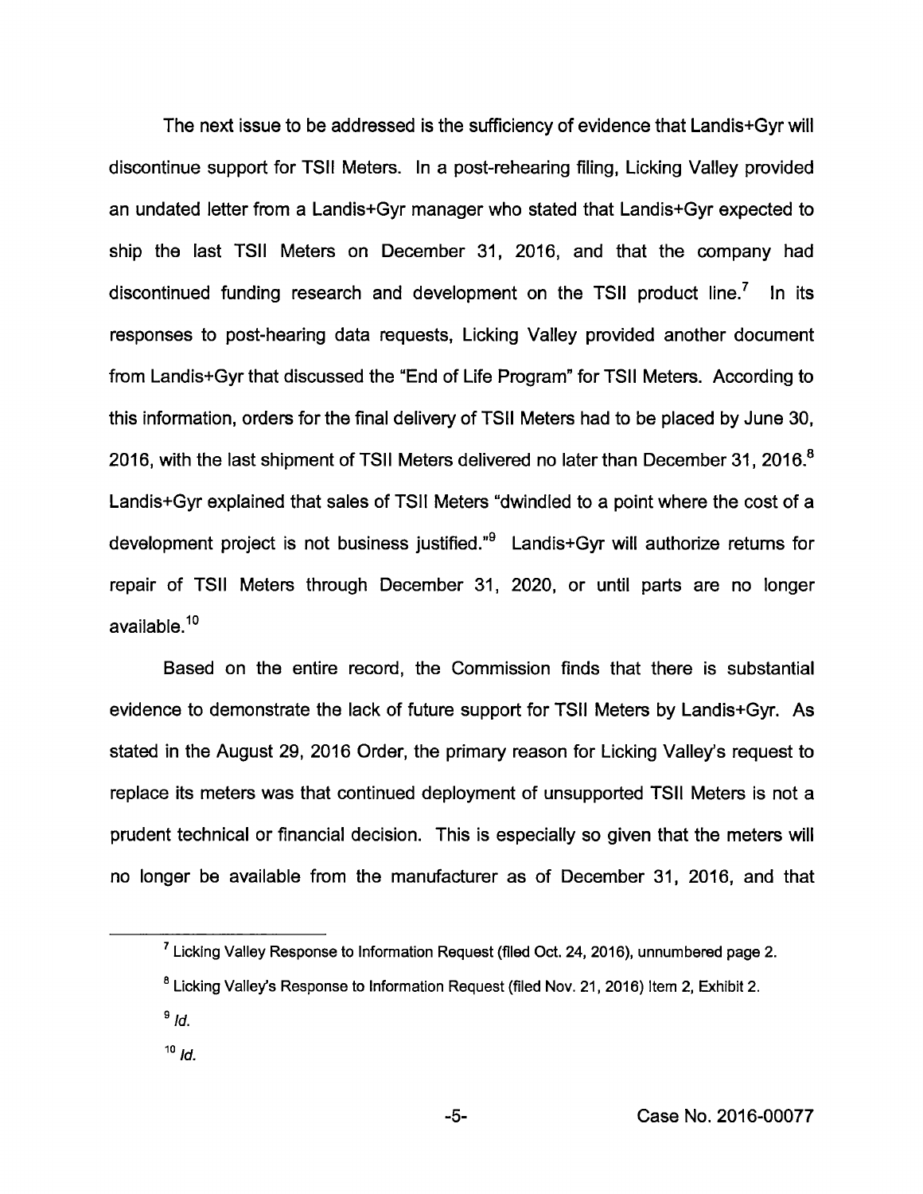The next issue to be addressed is the sufficiency of evidence that Landis+Gyr will discontinue support for TSII Meters. In a post-rehearing filing, Licking Valley provided an undated letter from a Landis+Gyr manager who stated that Landis+Gyr expected to ship the last TSII Meters on December 31, 2016, and that the company had discontinued funding research and development on the TSII product line.[7] In its responses to post-hearing data requests, Licking Valley provided another document from Landis+Gyr that discussed the "End of Life Program" for TSII Meters. According to this information, orders for the final delivery of TSII Meters had to be placed by June 30, 2016, with the last shipment of TSII Meters delivered no later than December 31, 2016.[8] Landis+Gyr explained that sales of TSII Meters "dwindled to a point where the cost of a development project is not business justified."[9] Landis+Gyr will authorize returns for repair of TSII Meters through December 31, 2020, or until parts are no longer available.[10]

Based on the entire record, the Commission finds that there is substantial evidence to demonstrate the lack of future support for TSII Meters by Landis+Gyr. As stated in the August 29, 2016 Order, the primary reason for Licking Valley's request to replace its meters was that continued deployment of unsupported TSII Meters is not a prudent technical or financial decision. This is especially so given that the meters will no longer be available from the manufacturer as of December 31, 2016, and that

---

[7] Licking Valley Response to Information Request (filed Oct. 24, 2016), unnumbered page 2.

[8] Licking Valley's Response to Information Request (filed Nov. 21, 2016) Item 2, Exhibit 2.

[9] *Id.*

[10] *Id.*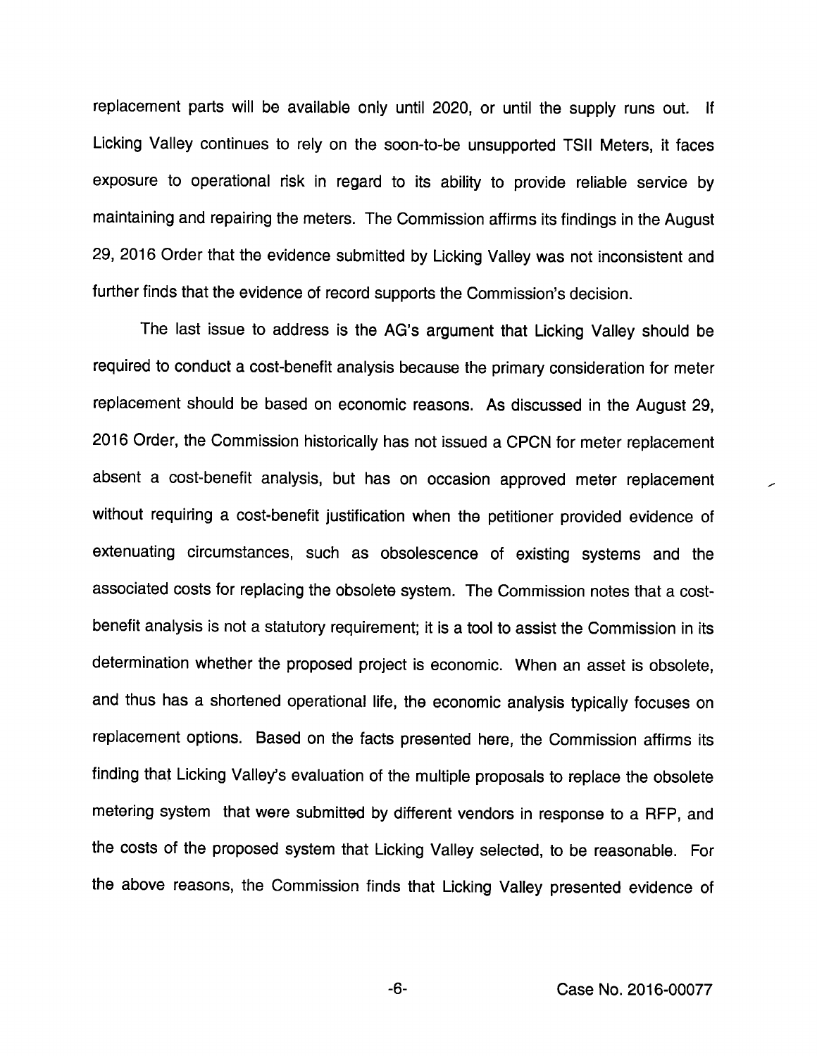replacement parts will be available only until 2020, or until the supply runs out. If Licking Valley continues to rely on the soon-to-be unsupported TSII Meters, it faces exposure to operational risk in regard to its ability to provide reliable service by maintaining and repairing the meters. The Commission affirms its findings in the August 29, 2016 Order that the evidence submitted by Licking Valley was not inconsistent and further finds that the evidence of record supports the Commission's decision.

The last issue to address is the AG's argument that Licking Valley should be required to conduct a cost-benefit analysis because the primary consideration for meter replacement should be based on economic reasons. As discussed in the August 29, 2016 Order, the Commission historically has not issued a CPCN for meter replacement absent a cost-benefit analysis, but has on occasion approved meter replacement without requiring a cost-benefit justification when the petitioner provided evidence of extenuating circumstances, such as obsolescence of existing systems and the associated costs for replacing the obsolete system. The Commission notes that a cost-benefit analysis is not a statutory requirement; it is a tool to assist the Commission in its determination whether the proposed project is economic. When an asset is obsolete, and thus has a shortened operational life, the economic analysis typically focuses on replacement options. Based on the facts presented here, the Commission affirms its finding that Licking Valley's evaluation of the multiple proposals to replace the obsolete metering system that were submitted by different vendors in response to a RFP, and the costs of the proposed system that Licking Valley selected, to be reasonable. For the above reasons, the Commission finds that Licking Valley presented evidence of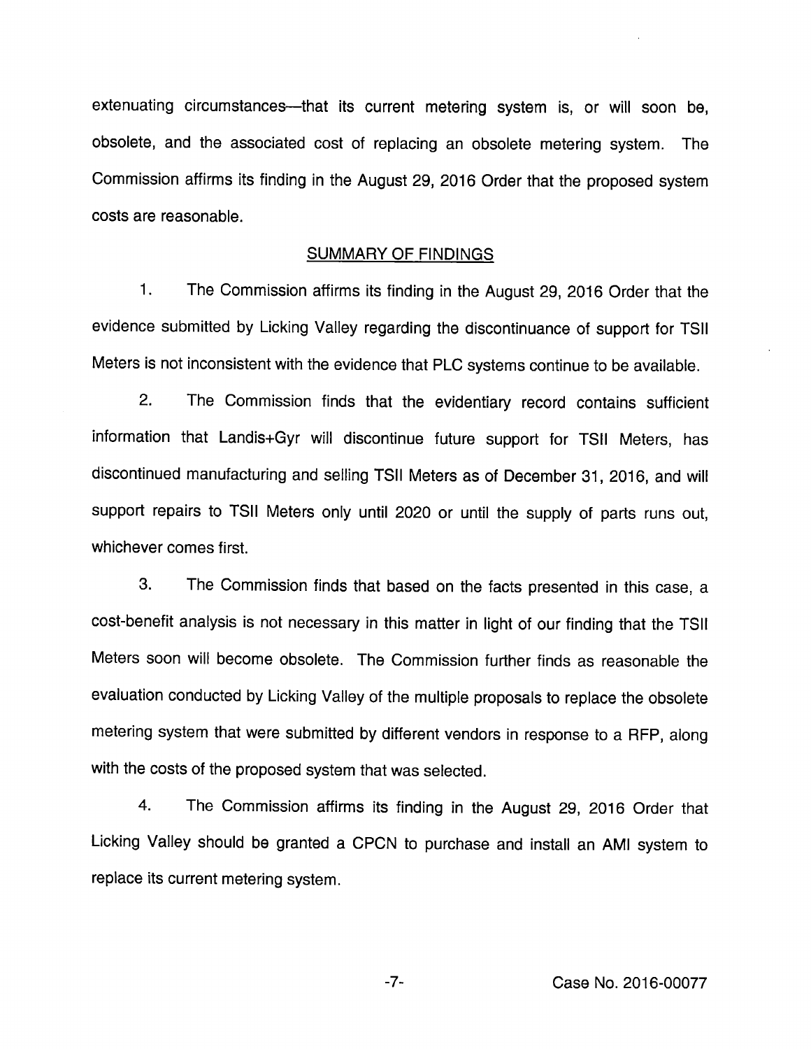extenuating circumstances—that its current metering system is, or will soon be, obsolete, and the associated cost of replacing an obsolete metering system. The Commission affirms its finding in the August 29, 2016 Order that the proposed system costs are reasonable.

## SUMMARY OF FINDINGS

1. The Commission affirms its finding in the August 29, 2016 Order that the evidence submitted by Licking Valley regarding the discontinuance of support for TSII Meters is not inconsistent with the evidence that PLC systems continue to be available.

2. The Commission finds that the evidentiary record contains sufficient information that Landis+Gyr will discontinue future support for TSII Meters, has discontinued manufacturing and selling TSII Meters as of December 31, 2016, and will support repairs to TSII Meters only until 2020 or until the supply of parts runs out, whichever comes first.

3. The Commission finds that based on the facts presented in this case, a cost-benefit analysis is not necessary in this matter in light of our finding that the TSII Meters soon will become obsolete. The Commission further finds as reasonable the evaluation conducted by Licking Valley of the multiple proposals to replace the obsolete metering system that were submitted by different vendors in response to a RFP, along with the costs of the proposed system that was selected.

4. The Commission affirms its finding in the August 29, 2016 Order that Licking Valley should be granted a CPCN to purchase and install an AMI system to replace its current metering system.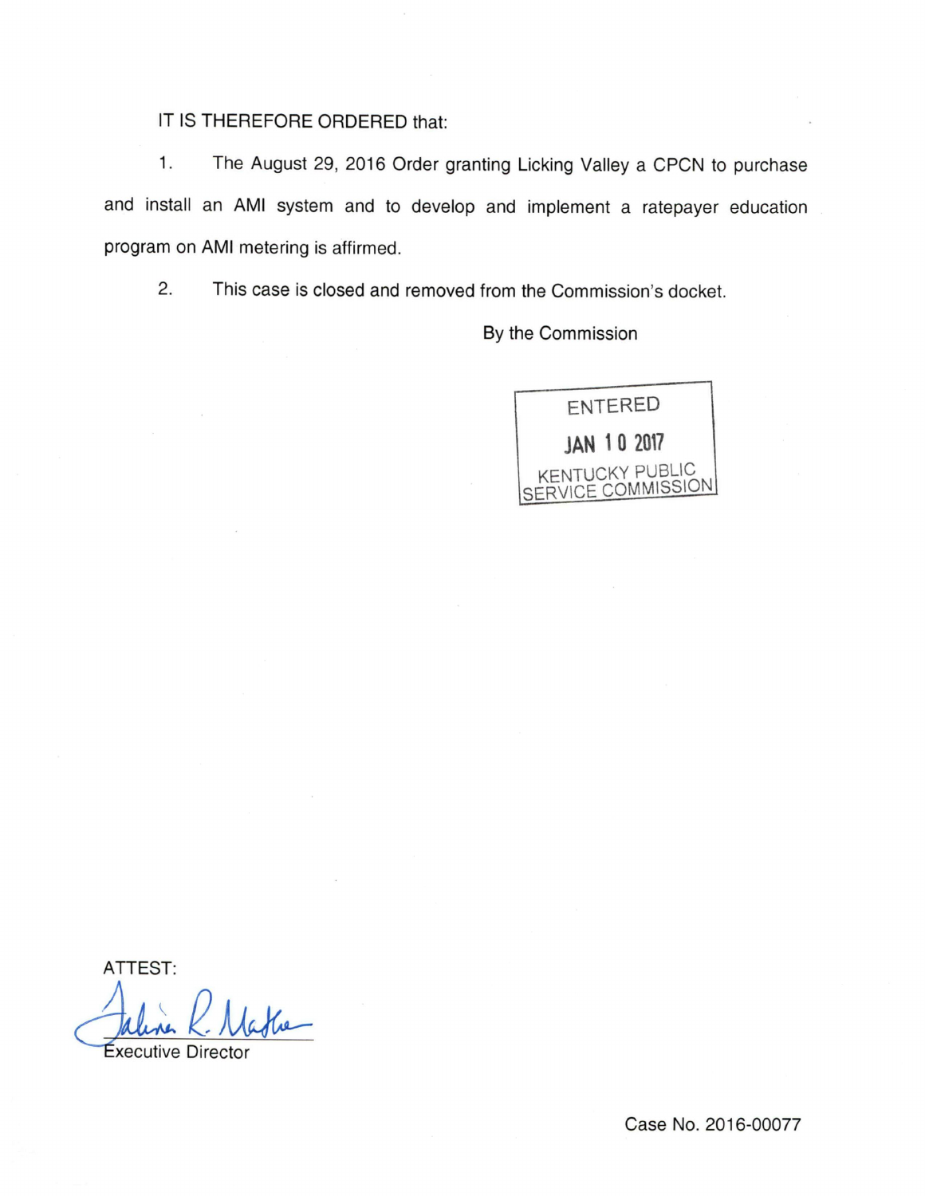IT IS THEREFORE ORDERED that:

1. The August 29, 2016 Order granting Licking Valley a CPCN to purchase and install an AMI system and to develop and implement a ratepayer education program on AMI metering is affirmed.

2. This case is closed and removed from the Commission's docket.

By the Commission

ENTERED
JAN 10 2017
KENTUCKY PUBLIC SERVICE COMMISSION

ATTEST:

Executive Director

Case No. 2016-00077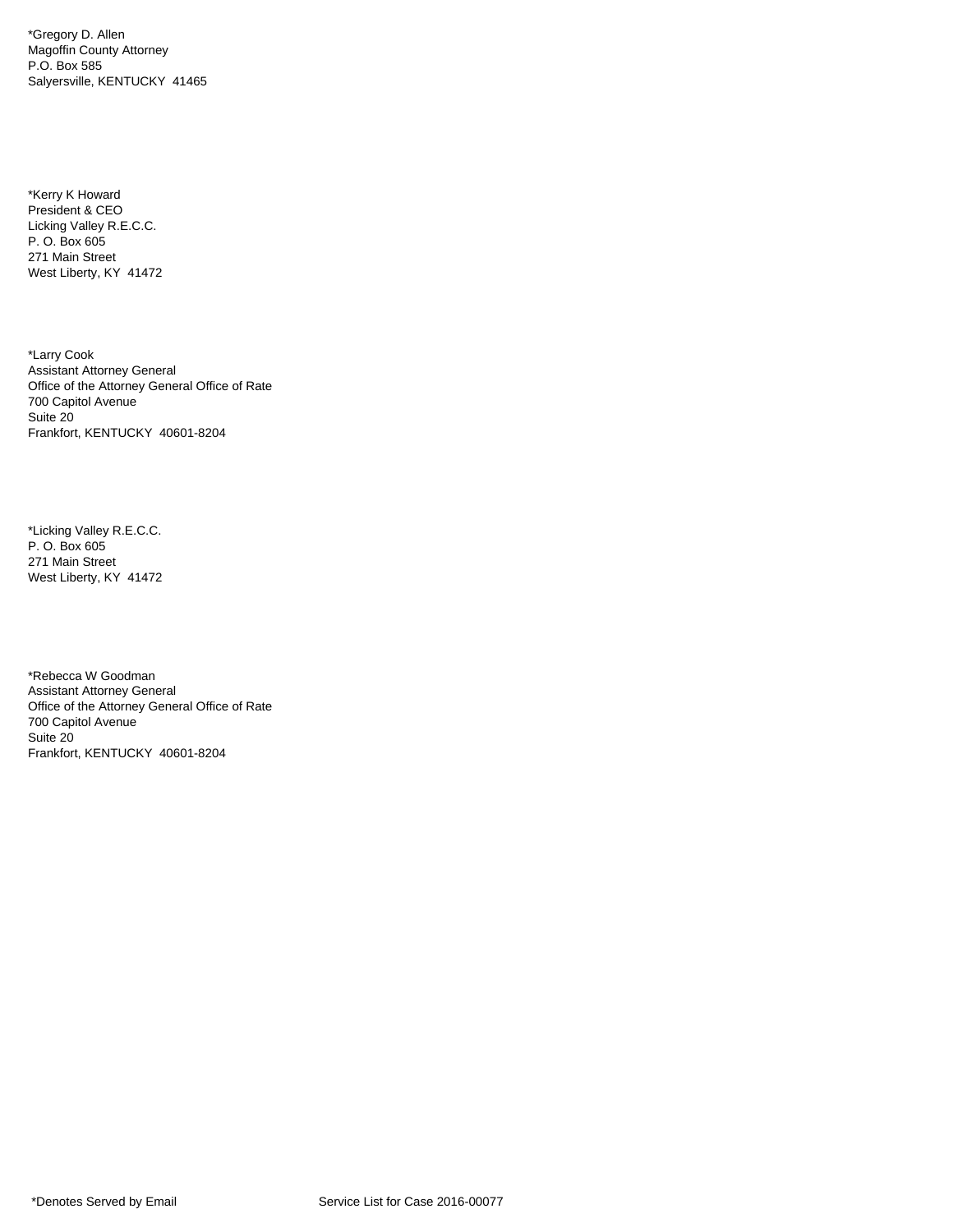*Gregory D. Allen
Magoffin County Attorney
P.O. Box 585
Salyersville, KENTUCKY 41465

*Kerry K Howard
President & CEO
Licking Valley R.E.C.C.
P. O. Box 605
271 Main Street
West Liberty, KY 41472

*Larry Cook
Assistant Attorney General
Office of the Attorney General Office of Rate
700 Capitol Avenue
Suite 20
Frankfort, KENTUCKY 40601-8204

*Licking Valley R.E.C.C.
P. O. Box 605
271 Main Street
West Liberty, KY 41472

*Rebecca W Goodman
Assistant Attorney General
Office of the Attorney General Office of Rate
700 Capitol Avenue
Suite 20
Frankfort, KENTUCKY 40601-8204

*Denotes Served by Email

Service List for Case 2016-00077